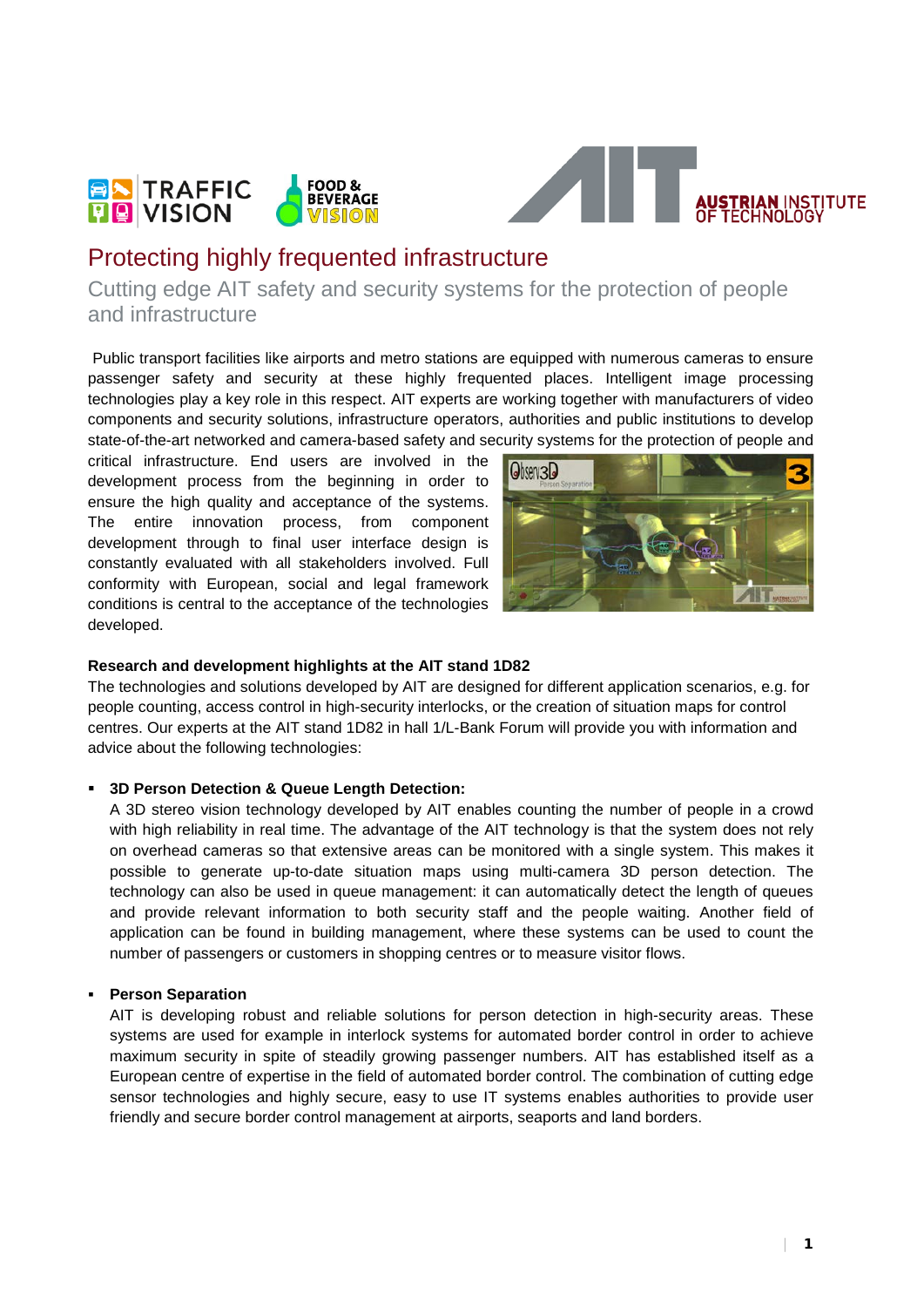# Protecting highly frequented infrastructure

## Cutting edge AIT safety and security systems for the protection of people and infrastructure

Public transport facilities like airports and metro stations are equipped with numerous cameras to ensure passenger safety and security at these highly frequented places. Intelligent image processing technologies play a key role in this respect. AIT experts are working together with manufacturers of video components and security solutions, infrastructure operators, authorities and public institutions to develop state-of-the-art networked and camera-based safety and security systems for the protection of people and critical infrastructure. End users are involved in the development process from the beginning in order to ensure the high quality and acceptance of the systems. The entire innovation process, from component development through to final user interface design is constantly evaluated with all stakeholders involved. Full conformity with European, social and legal framework conditions is central to the acceptance of the technologies developed.

**Research and development highlights at the AIT stand 1D82**

The technologies and solutions developed by AIT are designed for different application scenarios, e.g. for people counting, access control in high-security interlocks, or the creation of situation maps for control centres. Our experts at the AIT stand 1D82 in hall 1/L-Bank Forum will provide you with information and advice about the following technologies:

- **3D Person Detection & Queue Length Detection:**
  A 3D stereo vision technology developed by AIT enables counting the number of people in a crowd with high reliability in real time. The advantage of the AIT technology is that the system does not rely on overhead cameras so that extensive areas can be monitored with a single system. This makes it possible to generate up-to-date situation maps using multi-camera 3D person detection. The technology can also be used in queue management: it can automatically detect the length of queues and provide relevant information to both security staff and the people waiting. Another field of application can be found in building management, where these systems can be used to count the number of passengers or customers in shopping centres or to measure visitor flows.

- **Person Separation**
  AIT is developing robust and reliable solutions for person detection in high-security areas. These systems are used for example in interlock systems for automated border control in order to achieve maximum security in spite of steadily growing passenger numbers. AIT has established itself as a European centre of expertise in the field of automated border control. The combination of cutting edge sensor technologies and highly secure, easy to use IT systems enables authorities to provide user friendly and secure border control management at airports, seaports and land borders.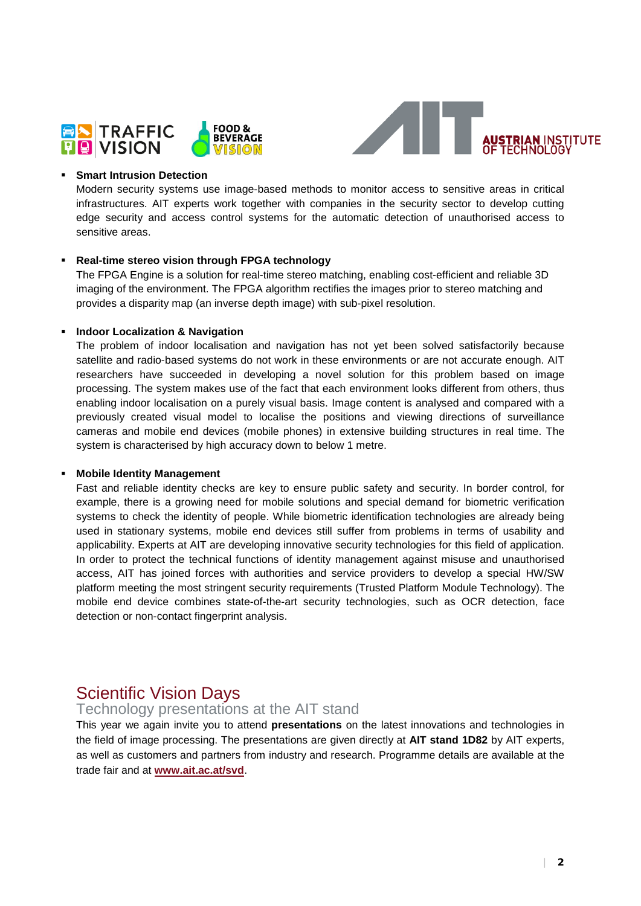- **Smart Intrusion Detection**

  Modern security systems use image-based methods to monitor access to sensitive areas in critical infrastructures. AIT experts work together with companies in the security sector to develop cutting edge security and access control systems for the automatic detection of unauthorised access to sensitive areas.

- **Real-time stereo vision through FPGA technology**

  The FPGA Engine is a solution for real-time stereo matching, enabling cost-efficient and reliable 3D imaging of the environment. The FPGA algorithm rectifies the images prior to stereo matching and provides a disparity map (an inverse depth image) with sub-pixel resolution.

- **Indoor Localization & Navigation**

  The problem of indoor localisation and navigation has not yet been solved satisfactorily because satellite and radio-based systems do not work in these environments or are not accurate enough. AIT researchers have succeeded in developing a novel solution for this problem based on image processing. The system makes use of the fact that each environment looks different from others, thus enabling indoor localisation on a purely visual basis. Image content is analysed and compared with a previously created visual model to localise the positions and viewing directions of surveillance cameras and mobile end devices (mobile phones) in extensive building structures in real time. The system is characterised by high accuracy down to below 1 metre.

- **Mobile Identity Management**

  Fast and reliable identity checks are key to ensure public safety and security. In border control, for example, there is a growing need for mobile solutions and special demand for biometric verification systems to check the identity of people. While biometric identification technologies are already being used in stationary systems, mobile end devices still suffer from problems in terms of usability and applicability. Experts at AIT are developing innovative security technologies for this field of application. In order to protect the technical functions of identity management against misuse and unauthorised access, AIT has joined forces with authorities and service providers to develop a special HW/SW platform meeting the most stringent security requirements (Trusted Platform Module Technology). The mobile end device combines state-of-the-art security technologies, such as OCR detection, face detection or non-contact fingerprint analysis.

## Scientific Vision Days

### Technology presentations at the AIT stand

This year we again invite you to attend **presentations** on the latest innovations and technologies in the field of image processing. The presentations are given directly at **AIT stand 1D82** by AIT experts, as well as customers and partners from industry and research. Programme details are available at the trade fair and at **www.ait.ac.at/svd**.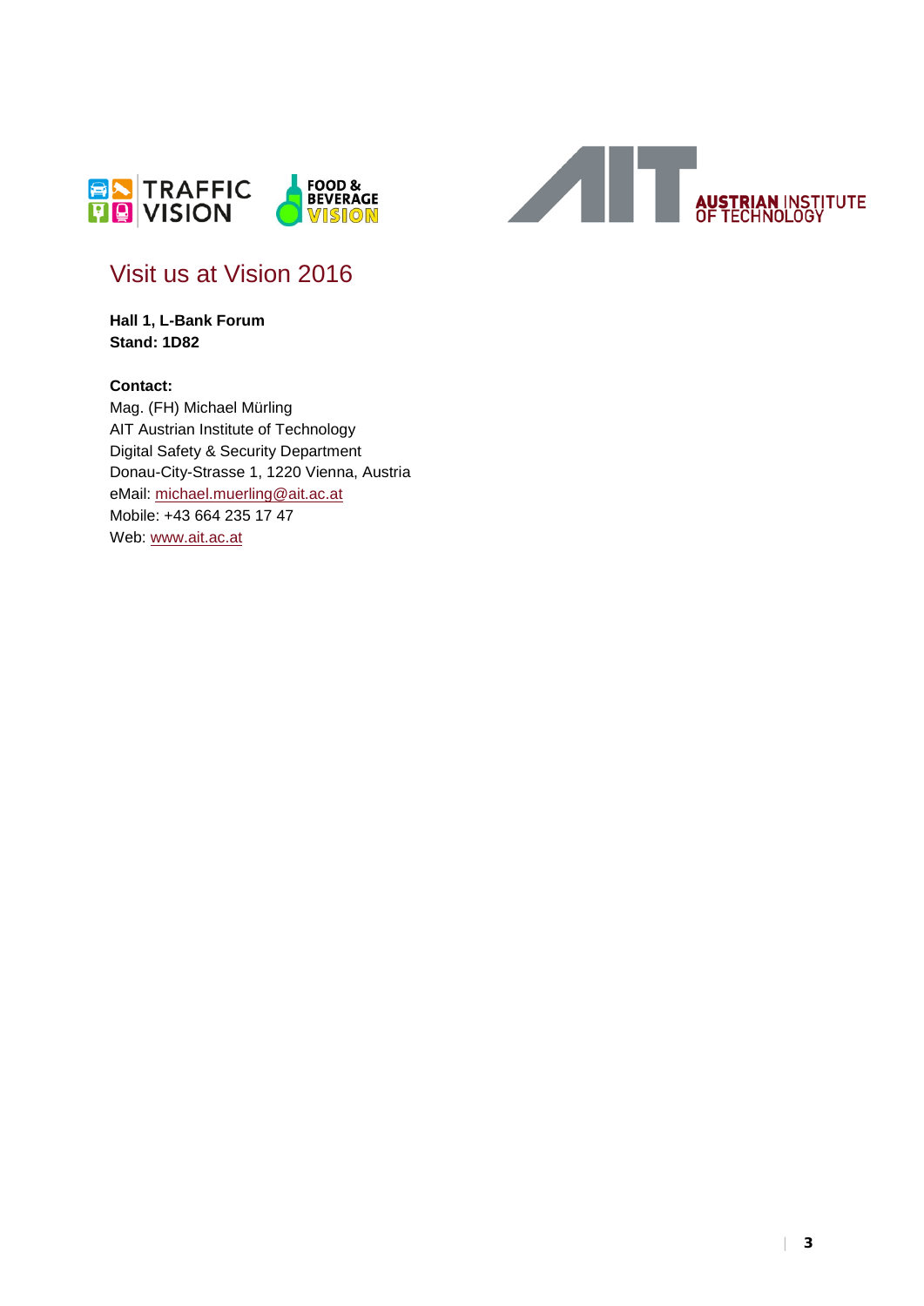## Visit us at Vision 2016

**Hall 1, L-Bank Forum**
**Stand: 1D82**

**Contact:**
Mag. (FH) Michael Mürling
AIT Austrian Institute of Technology
Digital Safety & Security Department
Donau-City-Strasse 1, 1220 Vienna, Austria
eMail: michael.muerling@ait.ac.at
Mobile: +43 664 235 17 47
Web: www.ait.ac.at